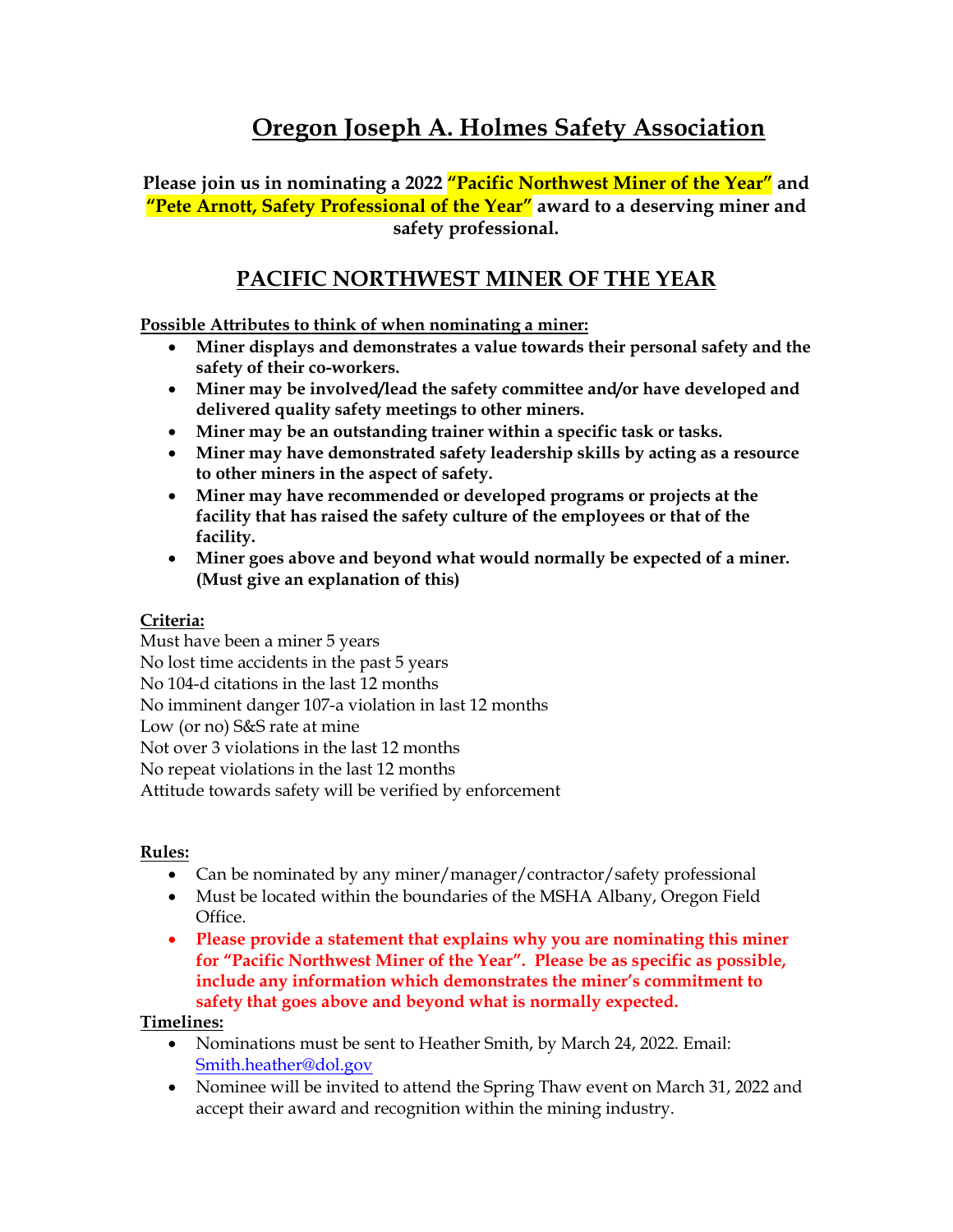# Oregon Joseph A. Holmes Safety Association

**Please join us in nominating a 2022 "Pacific Northwest Miner of the Year" and "Pete Arnott, Safety Professional of the Year" award to a deserving miner and safety professional.**

## PACIFIC NORTHWEST MINER OF THE YEAR

**Possible Attributes to think of when nominating a miner:**

- **Miner displays and demonstrates a value towards their personal safety and the safety of their co-workers.**
- **Miner may be involved/lead the safety committee and/or have developed and delivered quality safety meetings to other miners.**
- **Miner may be an outstanding trainer within a specific task or tasks.**
- **Miner may have demonstrated safety leadership skills by acting as a resource to other miners in the aspect of safety.**
- **Miner may have recommended or developed programs or projects at the facility that has raised the safety culture of the employees or that of the facility.**
- **Miner goes above and beyond what would normally be expected of a miner. (Must give an explanation of this)**

**Criteria:**

Must have been a miner 5 years
No lost time accidents in the past 5 years
No 104-d citations in the last 12 months
No imminent danger 107-a violation in last 12 months
Low (or no) S&S rate at mine
Not over 3 violations in the last 12 months
No repeat violations in the last 12 months
Attitude towards safety will be verified by enforcement

**Rules:**

- Can be nominated by any miner/manager/contractor/safety professional
- Must be located within the boundaries of the MSHA Albany, Oregon Field Office.
- **Please provide a statement that explains why you are nominating this miner for "Pacific Northwest Miner of the Year". Please be as specific as possible, include any information which demonstrates the miner's commitment to safety that goes above and beyond what is normally expected.**

**Timelines:**

- Nominations must be sent to Heather Smith, by March 24, 2022. Email: Smith.heather@dol.gov
- Nominee will be invited to attend the Spring Thaw event on March 31, 2022 and accept their award and recognition within the mining industry.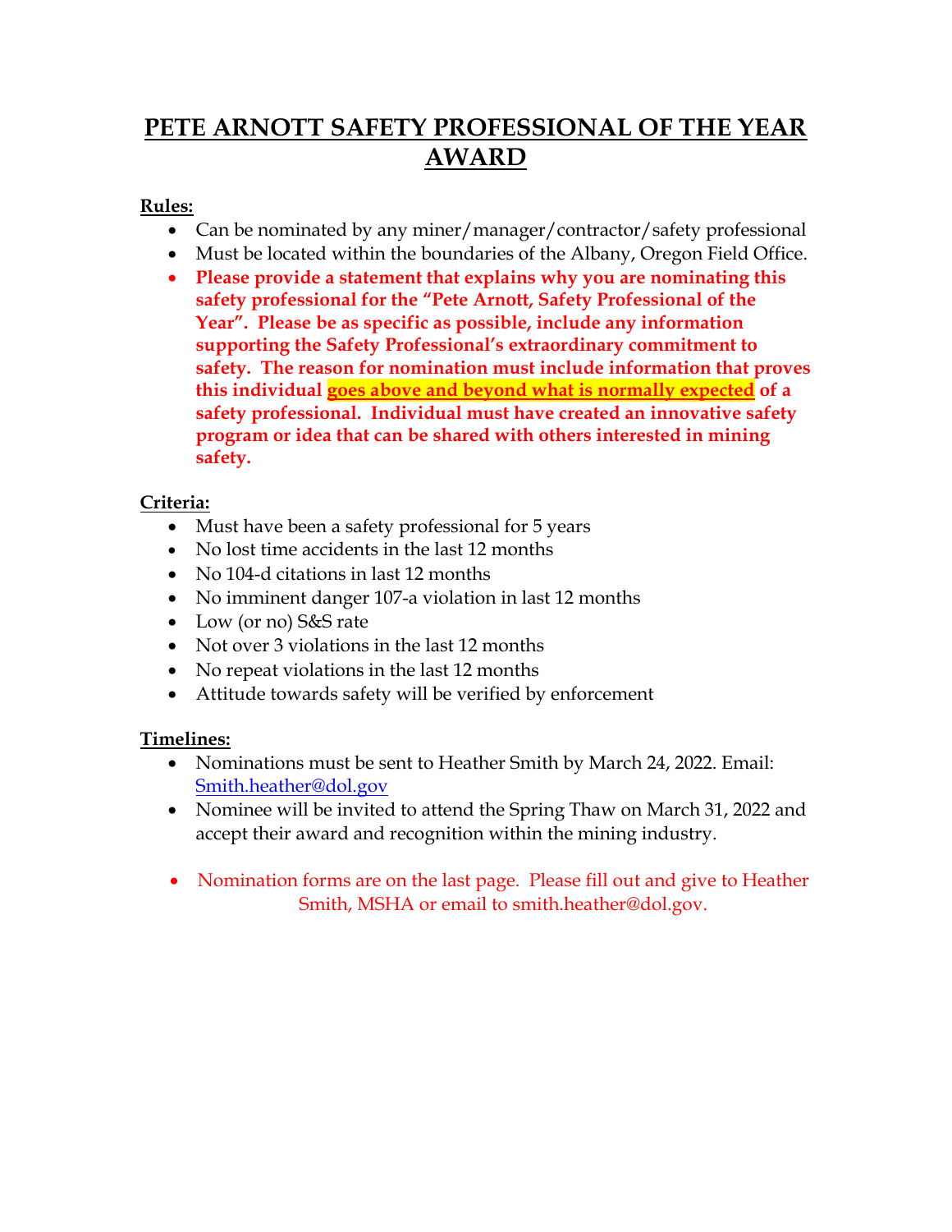# PETE ARNOTT SAFETY PROFESSIONAL OF THE YEAR AWARD

**Rules:**

- Can be nominated by any miner/manager/contractor/safety professional
- Must be located within the boundaries of the Albany, Oregon Field Office.
- **Please provide a statement that explains why you are nominating this safety professional for the "Pete Arnott, Safety Professional of the Year". Please be as specific as possible, include any information supporting the Safety Professional's extraordinary commitment to safety. The reason for nomination must include information that proves this individual goes above and beyond what is normally expected of a safety professional. Individual must have created an innovative safety program or idea that can be shared with others interested in mining safety.**

**Criteria:**

- Must have been a safety professional for 5 years
- No lost time accidents in the last 12 months
- No 104-d citations in last 12 months
- No imminent danger 107-a violation in last 12 months
- Low (or no) S&S rate
- Not over 3 violations in the last 12 months
- No repeat violations in the last 12 months
- Attitude towards safety will be verified by enforcement

**Timelines:**

- Nominations must be sent to Heather Smith by March 24, 2022. Email: Smith.heather@dol.gov
- Nominee will be invited to attend the Spring Thaw on March 31, 2022 and accept their award and recognition within the mining industry.

- Nomination forms are on the last page. Please fill out and give to Heather Smith, MSHA or email to smith.heather@dol.gov.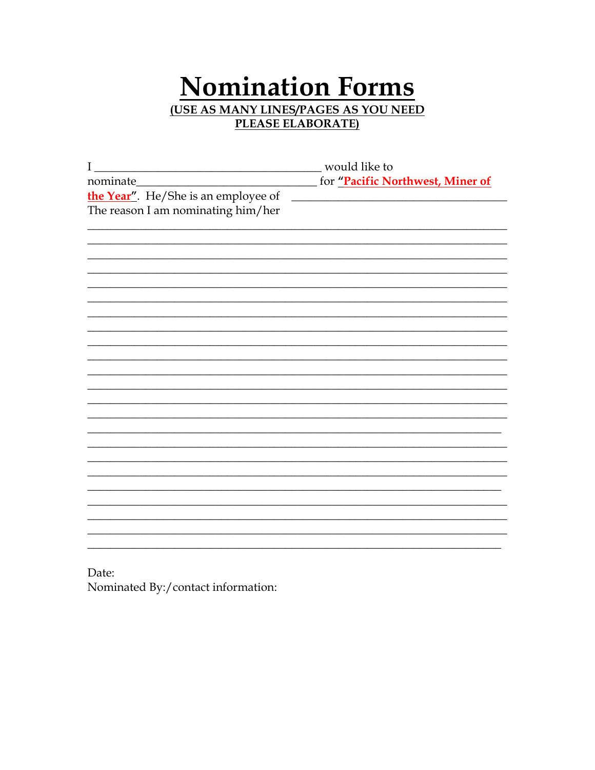# Nomination Forms

**(USE AS MANY LINES/PAGES AS YOU NEED PLEASE ELABORATE)**

I ________________________________________ would like to nominate________________________________ for **"Pacific Northwest, Miner of the Year"**. He/She is an employee of ____________________________________
The reason I am nominating him/her

___________________________________________________________________________
___________________________________________________________________________
___________________________________________________________________________
___________________________________________________________________________
___________________________________________________________________________
___________________________________________________________________________
___________________________________________________________________________
___________________________________________________________________________
___________________________________________________________________________
___________________________________________________________________________
___________________________________________________________________________
___________________________________________________________________________
___________________________________________________________________________
___________________________________________________________________________
___________________________________________________________________________
___________________________________________________________________________
___________________________________________________________________________
___________________________________________________________________________
___________________________________________________________________________
___________________________________________________________________________
___________________________________________________________________________
___________________________________________________________________________
___________________________________________________________________________

Date:
Nominated By:/contact information: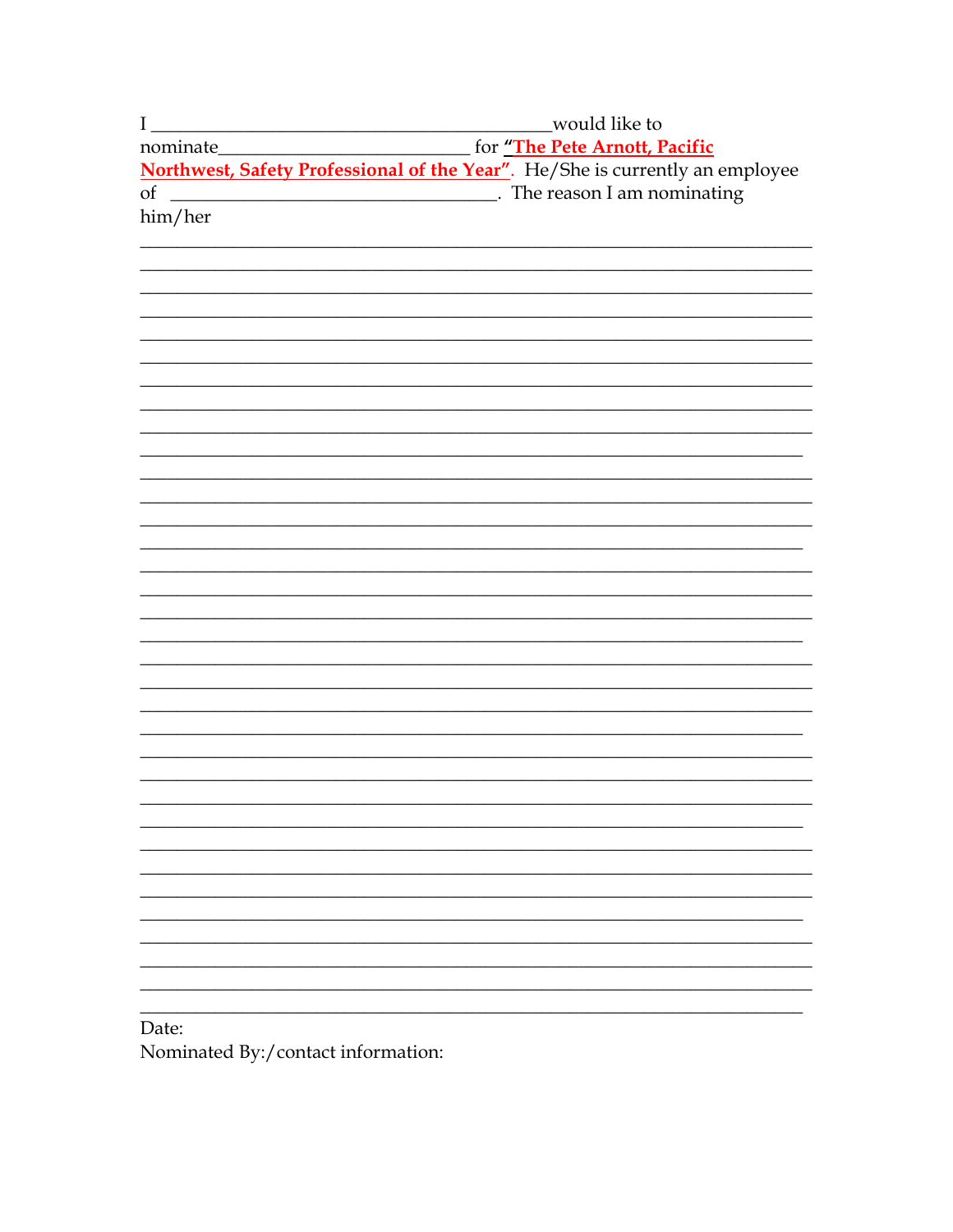I ________________________________________would like to nominate__________________________ for **"The Pete Arnott, Pacific Northwest, Safety Professional of the Year"**. He/She is currently an employee of _________________________________. The reason I am nominating him/her

___________________________________________________________________________
___________________________________________________________________________
___________________________________________________________________________
___________________________________________________________________________
___________________________________________________________________________
___________________________________________________________________________
___________________________________________________________________________
___________________________________________________________________________
___________________________________________________________________________
___________________________________________________________________________
___________________________________________________________________________
___________________________________________________________________________
___________________________________________________________________________
___________________________________________________________________________
___________________________________________________________________________
___________________________________________________________________________
___________________________________________________________________________
___________________________________________________________________________
___________________________________________________________________________
___________________________________________________________________________
___________________________________________________________________________
___________________________________________________________________________
___________________________________________________________________________
___________________________________________________________________________
___________________________________________________________________________
___________________________________________________________________________
___________________________________________________________________________
___________________________________________________________________________
___________________________________________________________________________
___________________________________________________________________________
___________________________________________________________________________
___________________________________________________________________________
___________________________________________________________________________
___________________________________________________________________________
___________________________________________________________________________
___________________________________________________________________________

Date:

Nominated By:/contact information: